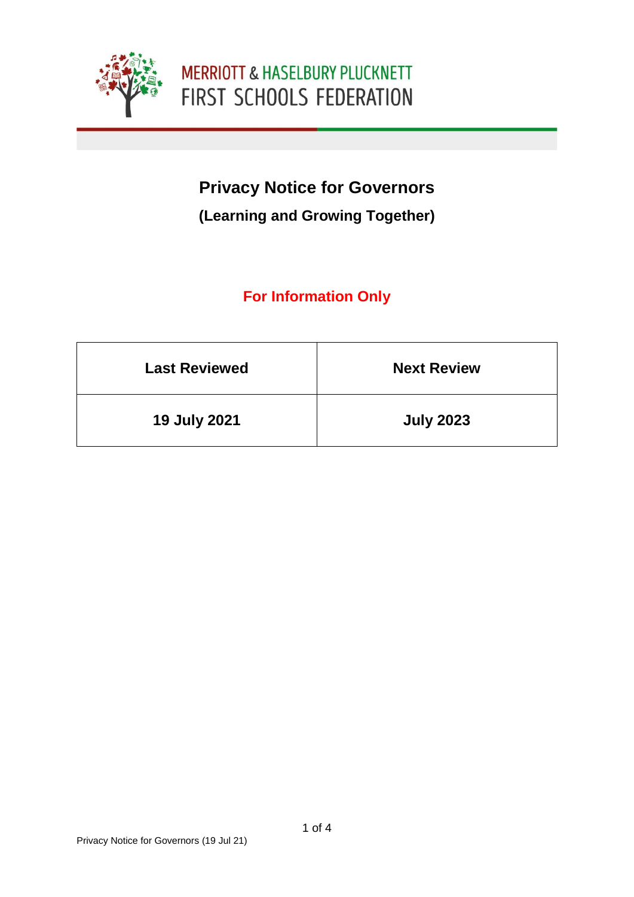MERRIOTT & HASELBURY PLUCKNETT
FIRST SCHOOLS FEDERATION

# Privacy Notice for Governors

## (Learning and Growing Together)

**For Information Only**

| Last Reviewed | Next Review |
| --- | --- |
| 19 July 2021 | July 2023 |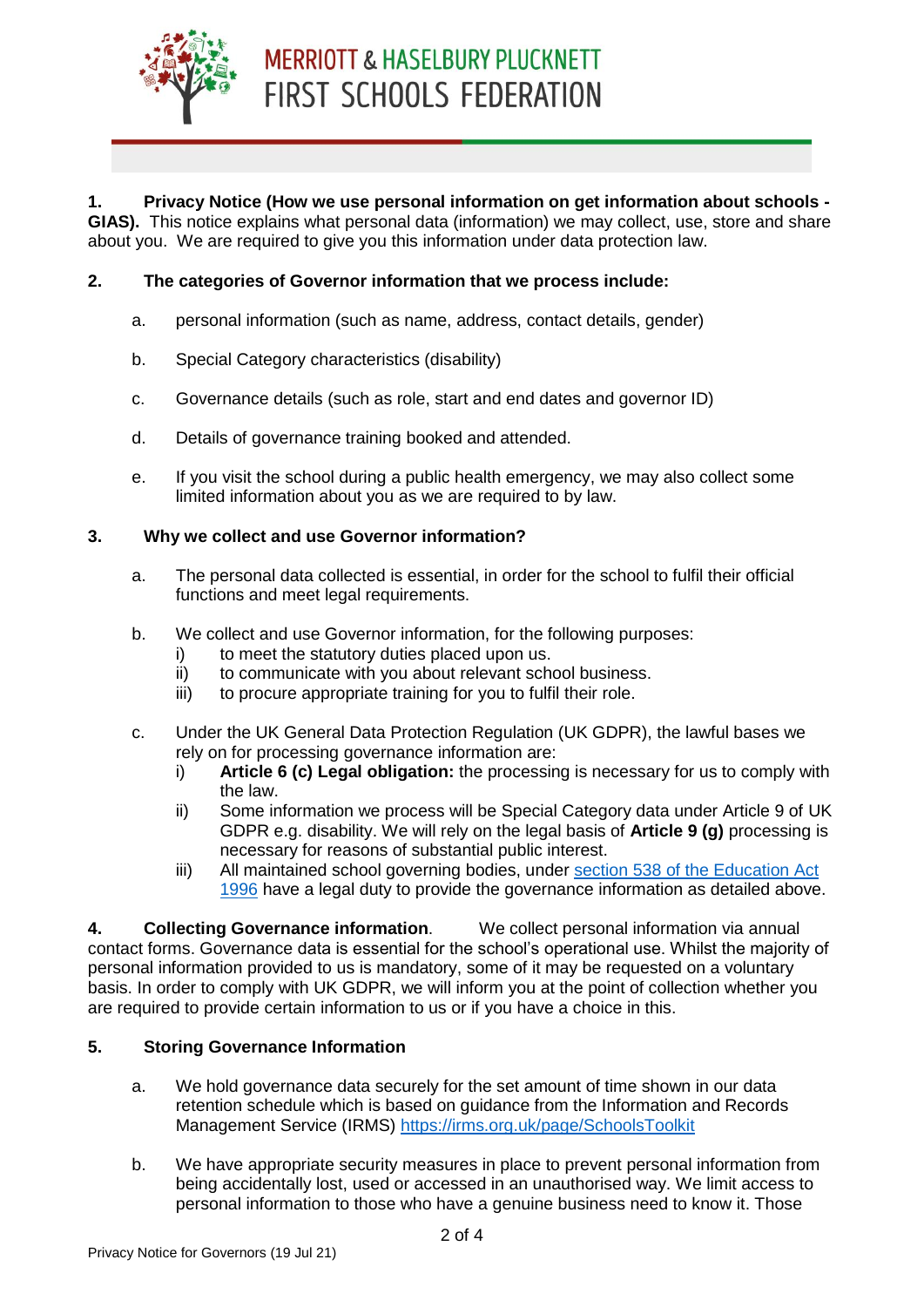**1. Privacy Notice (How we use personal information on get information about schools - GIAS).** This notice explains what personal data (information) we may collect, use, store and share about you. We are required to give you this information under data protection law.

**2. The categories of Governor information that we process include:**

a. personal information (such as name, address, contact details, gender)

b. Special Category characteristics (disability)

c. Governance details (such as role, start and end dates and governor ID)

d. Details of governance training booked and attended.

e. If you visit the school during a public health emergency, we may also collect some limited information about you as we are required to by law.

**3. Why we collect and use Governor information?**

a. The personal data collected is essential, in order for the school to fulfil their official functions and meet legal requirements.

b. We collect and use Governor information, for the following purposes:

i) to meet the statutory duties placed upon us.
ii) to communicate with you about relevant school business.
iii) to procure appropriate training for you to fulfil their role.

c. Under the UK General Data Protection Regulation (UK GDPR), the lawful bases we rely on for processing governance information are:

i) **Article 6 (c) Legal obligation:** the processing is necessary for us to comply with the law.
ii) Some information we process will be Special Category data under Article 9 of UK GDPR e.g. disability. We will rely on the legal basis of **Article 9 (g)** processing is necessary for reasons of substantial public interest.
iii) All maintained school governing bodies, under [section 538 of the Education Act 1996](section 538 of the Education Act 1996) have a legal duty to provide the governance information as detailed above.

**4. Collecting Governance information**. We collect personal information via annual contact forms. Governance data is essential for the school's operational use. Whilst the majority of personal information provided to us is mandatory, some of it may be requested on a voluntary basis. In order to comply with UK GDPR, we will inform you at the point of collection whether you are required to provide certain information to us or if you have a choice in this.

**5. Storing Governance Information**

a. We hold governance data securely for the set amount of time shown in our data retention schedule which is based on guidance from the Information and Records Management Service (IRMS) https://irms.org.uk/page/SchoolsToolkit

b. We have appropriate security measures in place to prevent personal information from being accidentally lost, used or accessed in an unauthorised way. We limit access to personal information to those who have a genuine business need to know it. Those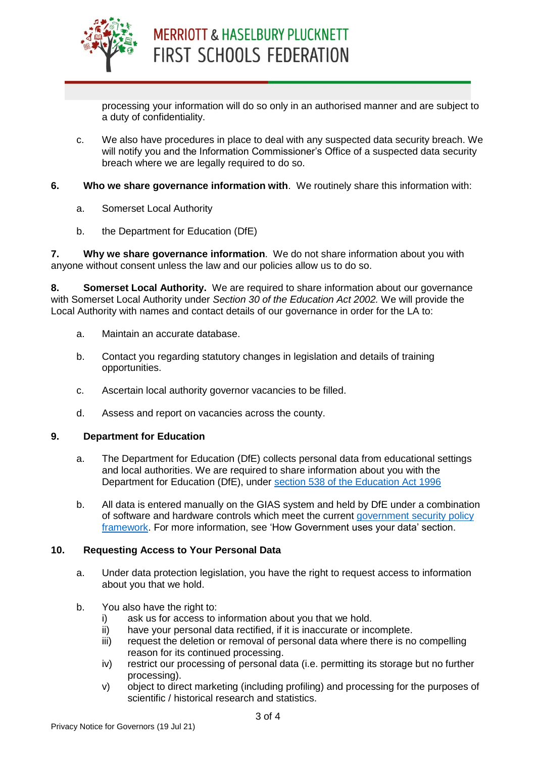processing your information will do so only in an authorised manner and are subject to a duty of confidentiality.

c. We also have procedures in place to deal with any suspected data security breach. We will notify you and the Information Commissioner's Office of a suspected data security breach where we are legally required to do so.

**6. Who we share governance information with**. We routinely share this information with:

a. Somerset Local Authority

b. the Department for Education (DfE)

**7. Why we share governance information**. We do not share information about you with anyone without consent unless the law and our policies allow us to do so.

**8. Somerset Local Authority.** We are required to share information about our governance with Somerset Local Authority under *Section 30 of the Education Act 2002.* We will provide the Local Authority with names and contact details of our governance in order for the LA to:

a. Maintain an accurate database.

b. Contact you regarding statutory changes in legislation and details of training opportunities.

c. Ascertain local authority governor vacancies to be filled.

d. Assess and report on vacancies across the county.

**9. Department for Education**

a. The Department for Education (DfE) collects personal data from educational settings and local authorities. We are required to share information about you with the Department for Education (DfE), under [section 538 of the Education Act 1996](#)

b. All data is entered manually on the GIAS system and held by DfE under a combination of software and hardware controls which meet the current [government security policy framework](#). For more information, see 'How Government uses your data' section.

**10. Requesting Access to Your Personal Data**

a. Under data protection legislation, you have the right to request access to information about you that we hold.

b. You also have the right to:

i) ask us for access to information about you that we hold.
ii) have your personal data rectified, if it is inaccurate or incomplete.
iii) request the deletion or removal of personal data where there is no compelling reason for its continued processing.
iv) restrict our processing of personal data (i.e. permitting its storage but no further processing).
v) object to direct marketing (including profiling) and processing for the purposes of scientific / historical research and statistics.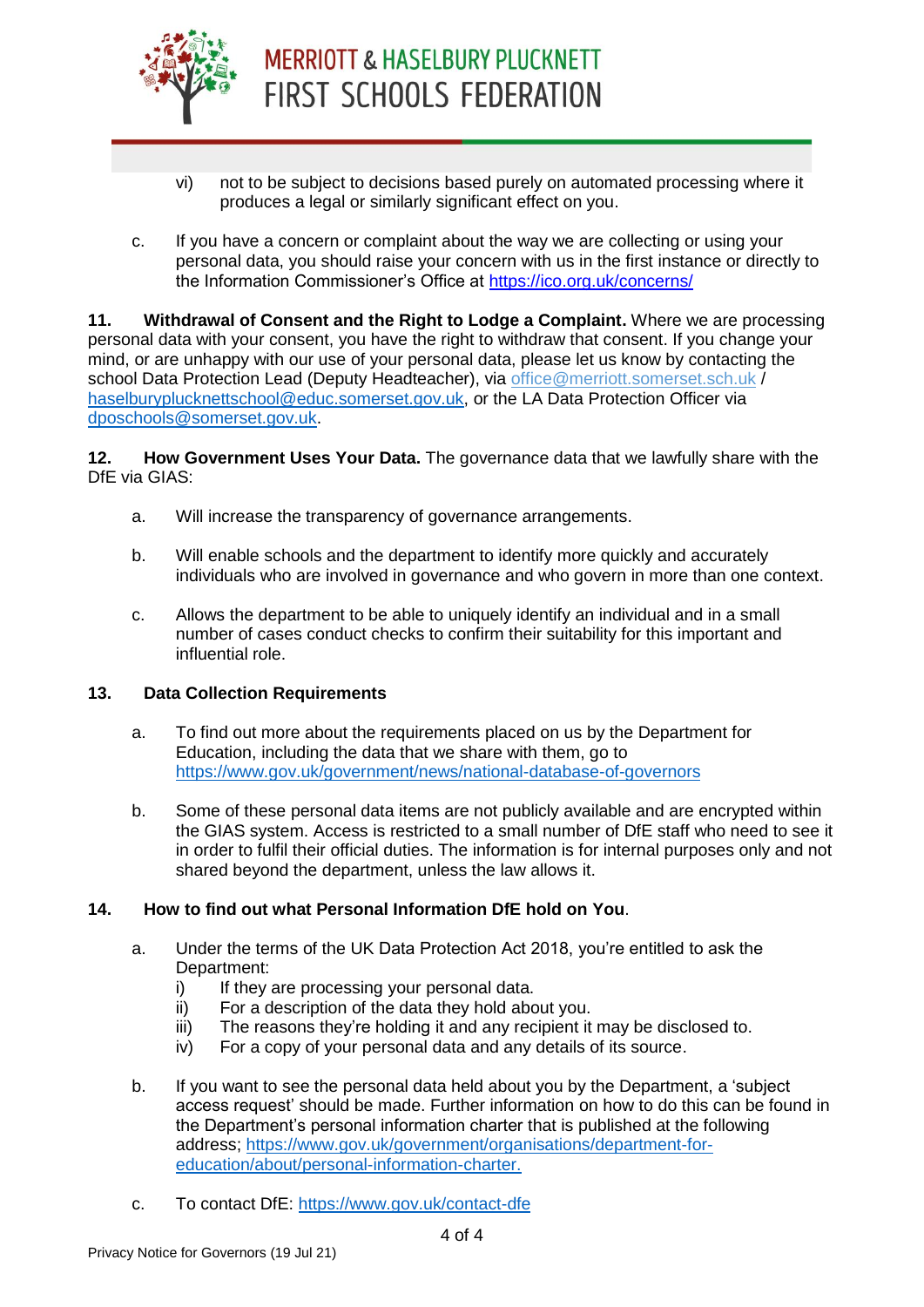vi) not to be subject to decisions based purely on automated processing where it produces a legal or similarly significant effect on you.

c. If you have a concern or complaint about the way we are collecting or using your personal data, you should raise your concern with us in the first instance or directly to the Information Commissioner's Office at https://ico.org.uk/concerns/

**11. Withdrawal of Consent and the Right to Lodge a Complaint.** Where we are processing personal data with your consent, you have the right to withdraw that consent. If you change your mind, or are unhappy with our use of your personal data, please let us know by contacting the school Data Protection Lead (Deputy Headteacher), via office@merriott.somerset.sch.uk / haselburyplucknettschool@educ.somerset.gov.uk, or the LA Data Protection Officer via dposchools@somerset.gov.uk.

**12. How Government Uses Your Data.** The governance data that we lawfully share with the DfE via GIAS:

a. Will increase the transparency of governance arrangements.

b. Will enable schools and the department to identify more quickly and accurately individuals who are involved in governance and who govern in more than one context.

c. Allows the department to be able to uniquely identify an individual and in a small number of cases conduct checks to confirm their suitability for this important and influential role.

**13. Data Collection Requirements**

a. To find out more about the requirements placed on us by the Department for Education, including the data that we share with them, go to https://www.gov.uk/government/news/national-database-of-governors

b. Some of these personal data items are not publicly available and are encrypted within the GIAS system. Access is restricted to a small number of DfE staff who need to see it in order to fulfil their official duties. The information is for internal purposes only and not shared beyond the department, unless the law allows it.

**14. How to find out what Personal Information DfE hold on You**.

a. Under the terms of the UK Data Protection Act 2018, you're entitled to ask the Department:

i) If they are processing your personal data.
ii) For a description of the data they hold about you.
iii) The reasons they're holding it and any recipient it may be disclosed to.
iv) For a copy of your personal data and any details of its source.

b. If you want to see the personal data held about you by the Department, a 'subject access request' should be made. Further information on how to do this can be found in the Department's personal information charter that is published at the following address; https://www.gov.uk/government/organisations/department-for-education/about/personal-information-charter.

c. To contact DfE: https://www.gov.uk/contact-dfe